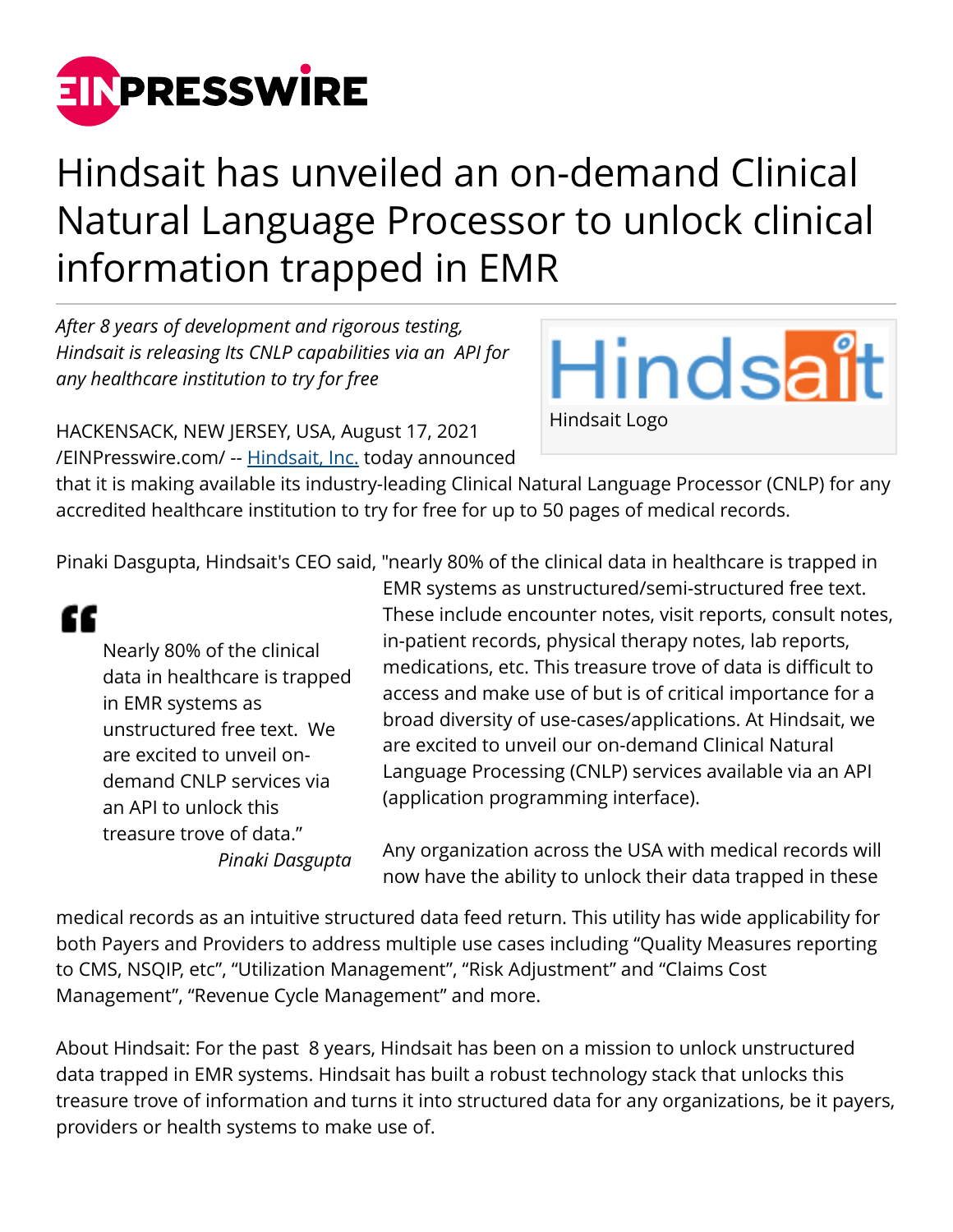# Hindsait has unveiled an on-demand Clinical Natural Language Processor to unlock clinical information trapped in EMR

*After 8 years of development and rigorous testing, Hindsait is releasing Its CNLP capabilities via an API for any healthcare institution to try for free*

Hindsait Logo

HACKENSACK, NEW JERSEY, USA, August 17, 2021 /EINPresswire.com/ -- Hindsait, Inc. today announced that it is making available its industry-leading Clinical Natural Language Processor (CNLP) for any accredited healthcare institution to try for free for up to 50 pages of medical records.

> Nearly 80% of the clinical data in healthcare is trapped in EMR systems as unstructured free text. We are excited to unveil on-demand CNLP services via an API to unlock this treasure trove of data."
>
> *Pinaki Dasgupta*

Pinaki Dasgupta, Hindsait's CEO said, "nearly 80% of the clinical data in healthcare is trapped in EMR systems as unstructured/semi-structured free text. These include encounter notes, visit reports, consult notes, in-patient records, physical therapy notes, lab reports, medications, etc. This treasure trove of data is difficult to access and make use of but is of critical importance for a broad diversity of use-cases/applications. At Hindsait, we are excited to unveil our on-demand Clinical Natural Language Processing (CNLP) services available via an API (application programming interface).

Any organization across the USA with medical records will now have the ability to unlock their data trapped in these medical records as an intuitive structured data feed return. This utility has wide applicability for both Payers and Providers to address multiple use cases including "Quality Measures reporting to CMS, NSQIP, etc", "Utilization Management", "Risk Adjustment" and "Claims Cost Management", "Revenue Cycle Management" and more.

About Hindsait: For the past 8 years, Hindsait has been on a mission to unlock unstructured data trapped in EMR systems. Hindsait has built a robust technology stack that unlocks this treasure trove of information and turns it into structured data for any organizations, be it payers, providers or health systems to make use of.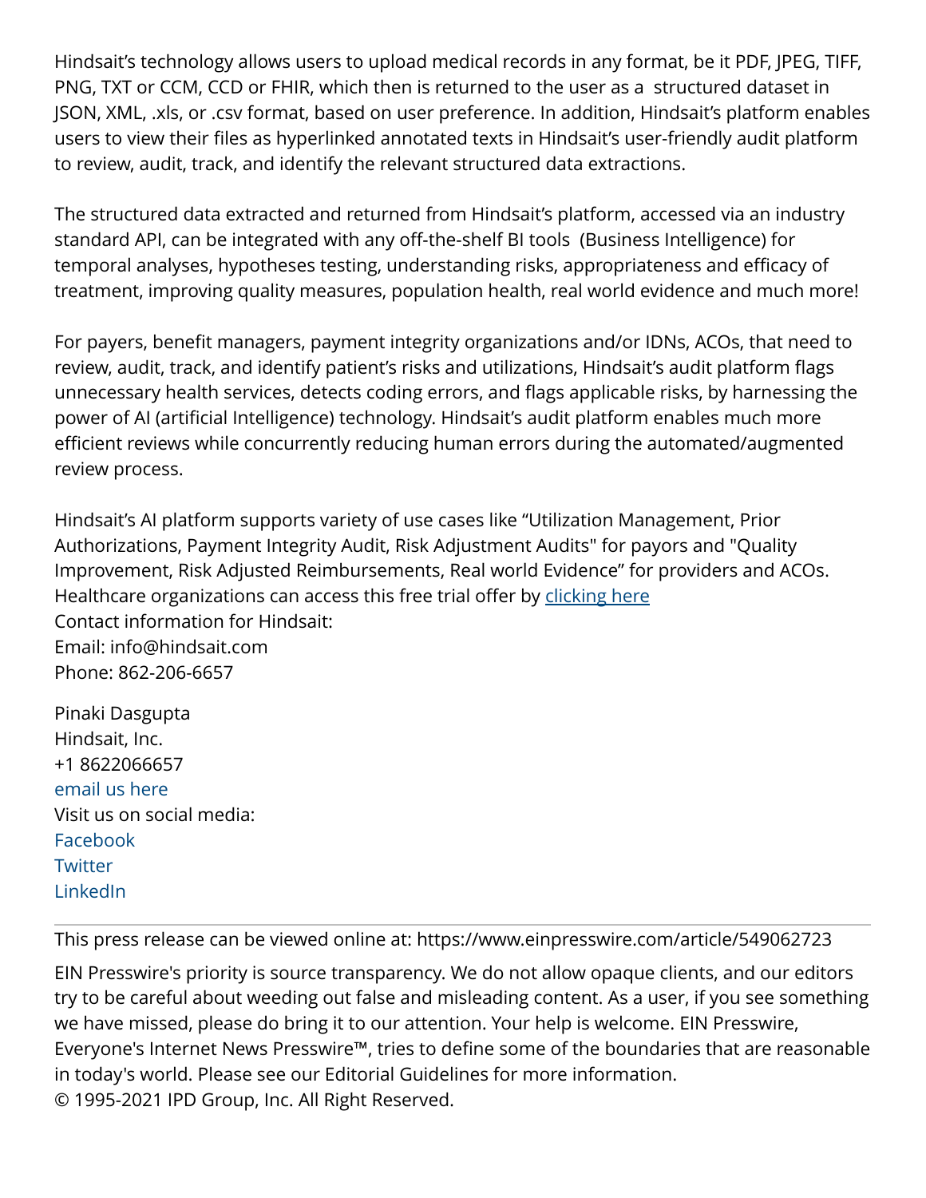Hindsait's technology allows users to upload medical records in any format, be it PDF, JPEG, TIFF, PNG, TXT or CCM, CCD or FHIR, which then is returned to the user as a structured dataset in JSON, XML, .xls, or .csv format, based on user preference. In addition, Hindsait's platform enables users to view their files as hyperlinked annotated texts in Hindsait's user-friendly audit platform to review, audit, track, and identify the relevant structured data extractions.

The structured data extracted and returned from Hindsait's platform, accessed via an industry standard API, can be integrated with any off-the-shelf BI tools (Business Intelligence) for temporal analyses, hypotheses testing, understanding risks, appropriateness and efficacy of treatment, improving quality measures, population health, real world evidence and much more!

For payers, benefit managers, payment integrity organizations and/or IDNs, ACOs, that need to review, audit, track, and identify patient's risks and utilizations, Hindsait's audit platform flags unnecessary health services, detects coding errors, and flags applicable risks, by harnessing the power of AI (artificial Intelligence) technology. Hindsait's audit platform enables much more efficient reviews while concurrently reducing human errors during the automated/augmented review process.

Hindsait's AI platform supports variety of use cases like "Utilization Management, Prior Authorizations, Payment Integrity Audit, Risk Adjustment Audits" for payors and "Quality Improvement, Risk Adjusted Reimbursements, Real world Evidence" for providers and ACOs. Healthcare organizations can access this free trial offer by clicking here
Contact information for Hindsait:
Email: info@hindsait.com
Phone: 862-206-6657

Pinaki Dasgupta
Hindsait, Inc.
+1 8622066657
email us here
Visit us on social media:
Facebook
Twitter
LinkedIn

---

This press release can be viewed online at: https://www.einpresswire.com/article/549062723

EIN Presswire's priority is source transparency. We do not allow opaque clients, and our editors try to be careful about weeding out false and misleading content. As a user, if you see something we have missed, please do bring it to our attention. Your help is welcome. EIN Presswire, Everyone's Internet News Presswire™, tries to define some of the boundaries that are reasonable in today's world. Please see our Editorial Guidelines for more information.
© 1995-2021 IPD Group, Inc. All Right Reserved.